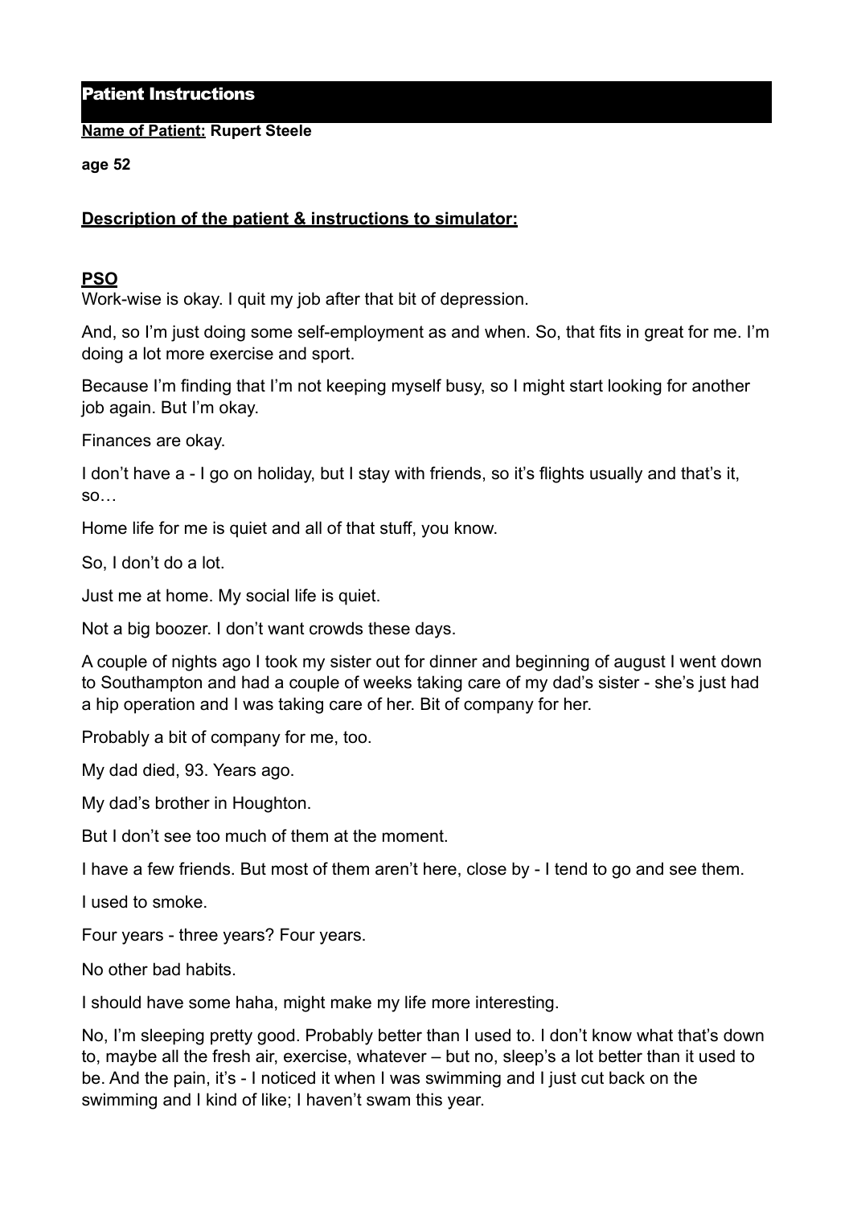# Patient Instructions

**Name of Patient: Rupert Steele**

**age 52**

**Description of the patient & instructions to simulator:**

**PSO**

Work-wise is okay. I quit my job after that bit of depression.

And, so I'm just doing some self-employment as and when. So, that fits in great for me. I'm doing a lot more exercise and sport.

Because I'm finding that I'm not keeping myself busy, so I might start looking for another job again. But I'm okay.

Finances are okay.

I don't have a - I go on holiday, but I stay with friends, so it's flights usually and that's it, so…

Home life for me is quiet and all of that stuff, you know.

So, I don't do a lot.

Just me at home. My social life is quiet.

Not a big boozer. I don't want crowds these days.

A couple of nights ago I took my sister out for dinner and beginning of august I went down to Southampton and had a couple of weeks taking care of my dad's sister - she's just had a hip operation and I was taking care of her. Bit of company for her.

Probably a bit of company for me, too.

My dad died, 93. Years ago.

My dad's brother in Houghton.

But I don't see too much of them at the moment.

I have a few friends. But most of them aren't here, close by - I tend to go and see them.

I used to smoke.

Four years - three years? Four years.

No other bad habits.

I should have some haha, might make my life more interesting.

No, I'm sleeping pretty good. Probably better than I used to. I don't know what that's down to, maybe all the fresh air, exercise, whatever – but no, sleep's a lot better than it used to be. And the pain, it's - I noticed it when I was swimming and I just cut back on the swimming and I kind of like; I haven't swam this year.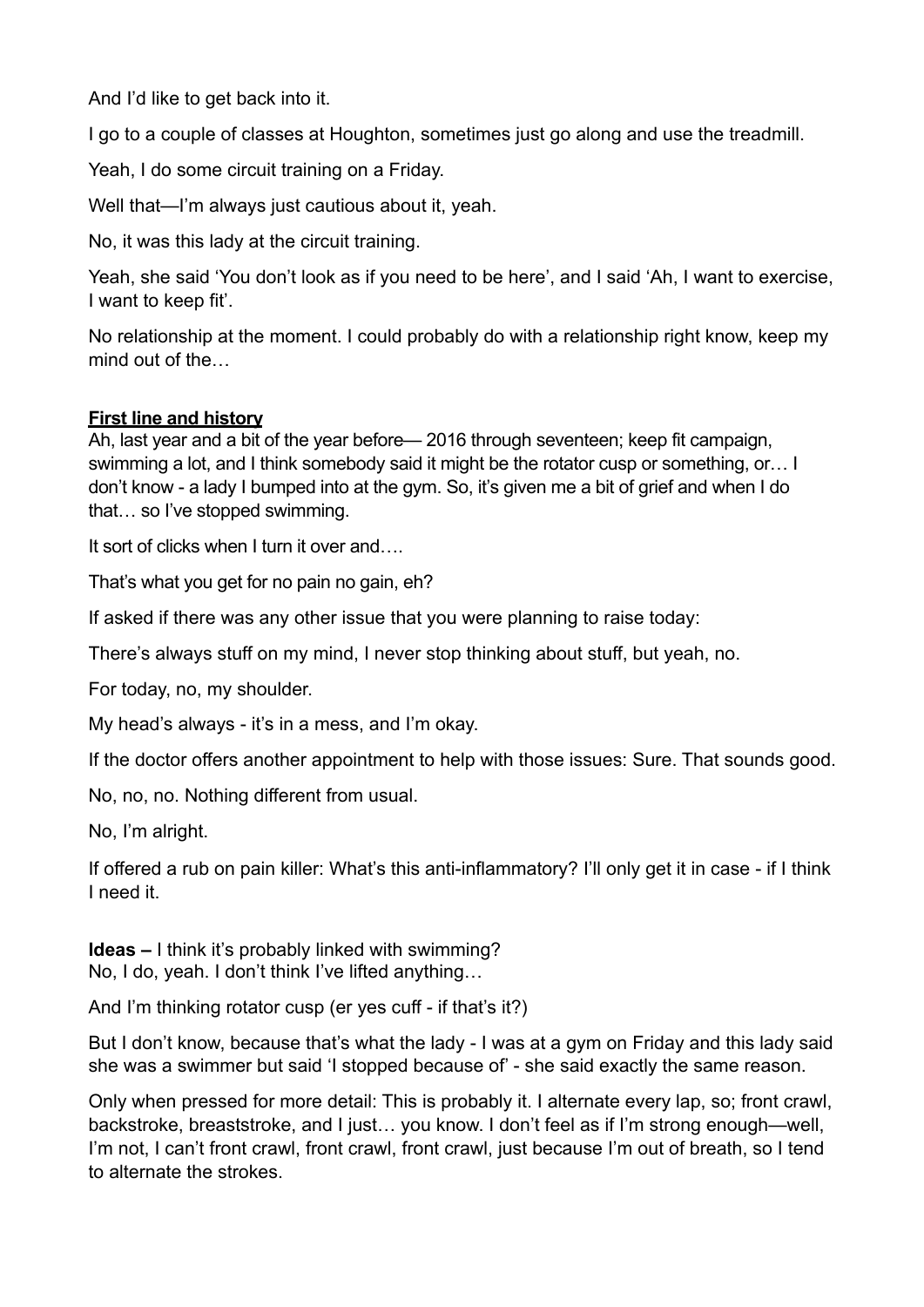And I'd like to get back into it.

I go to a couple of classes at Houghton, sometimes just go along and use the treadmill.

Yeah, I do some circuit training on a Friday.

Well that—I'm always just cautious about it, yeah.

No, it was this lady at the circuit training.

Yeah, she said 'You don't look as if you need to be here', and I said 'Ah, I want to exercise, I want to keep fit'.

No relationship at the moment. I could probably do with a relationship right know, keep my mind out of the…

**First line and history**

Ah, last year and a bit of the year before— 2016 through seventeen; keep fit campaign, swimming a lot, and I think somebody said it might be the rotator cusp or something, or… I don't know - a lady I bumped into at the gym. So, it's given me a bit of grief and when I do that… so I've stopped swimming.

It sort of clicks when I turn it over and….

That's what you get for no pain no gain, eh?

If asked if there was any other issue that you were planning to raise today:

There's always stuff on my mind, I never stop thinking about stuff, but yeah, no.

For today, no, my shoulder.

My head's always - it's in a mess, and I'm okay.

If the doctor offers another appointment to help with those issues: Sure. That sounds good.

No, no, no. Nothing different from usual.

No, I'm alright.

If offered a rub on pain killer: What's this anti-inflammatory? I'll only get it in case - if I think I need it.

**Ideas –** I think it's probably linked with swimming?
No, I do, yeah. I don't think I've lifted anything…

And I'm thinking rotator cusp (er yes cuff - if that's it?)

But I don't know, because that's what the lady - I was at a gym on Friday and this lady said she was a swimmer but said 'I stopped because of' - she said exactly the same reason.

Only when pressed for more detail: This is probably it. I alternate every lap, so; front crawl, backstroke, breaststroke, and I just… you know. I don't feel as if I'm strong enough—well, I'm not, I can't front crawl, front crawl, front crawl, just because I'm out of breath, so I tend to alternate the strokes.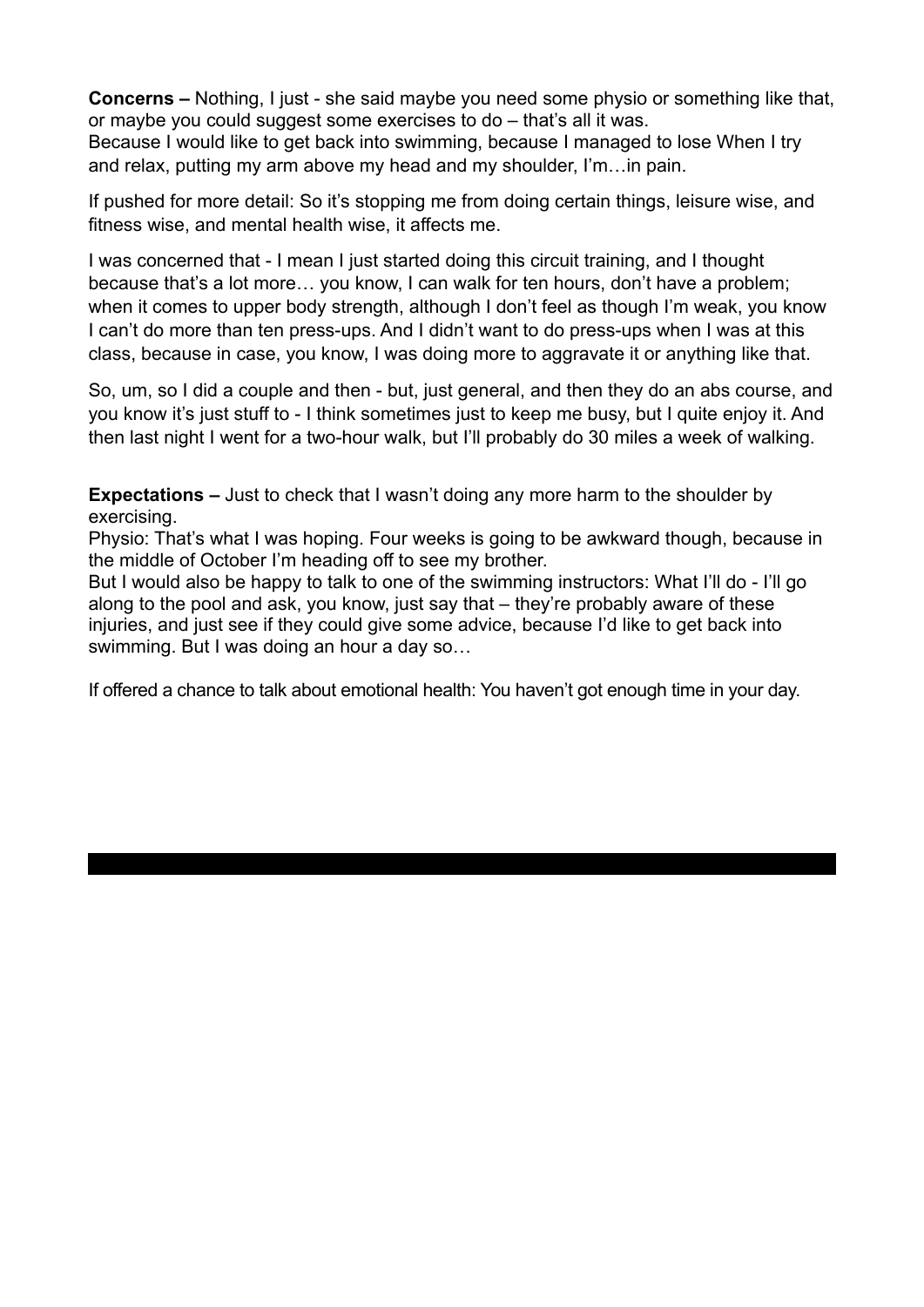**Concerns –** Nothing, I just - she said maybe you need some physio or something like that, or maybe you could suggest some exercises to do – that's all it was.
Because I would like to get back into swimming, because I managed to lose When I try and relax, putting my arm above my head and my shoulder, I'm…in pain.

If pushed for more detail: So it's stopping me from doing certain things, leisure wise, and fitness wise, and mental health wise, it affects me.

I was concerned that - I mean I just started doing this circuit training, and I thought because that's a lot more… you know, I can walk for ten hours, don't have a problem; when it comes to upper body strength, although I don't feel as though I'm weak, you know I can't do more than ten press-ups. And I didn't want to do press-ups when I was at this class, because in case, you know, I was doing more to aggravate it or anything like that.

So, um, so I did a couple and then - but, just general, and then they do an abs course, and you know it's just stuff to - I think sometimes just to keep me busy, but I quite enjoy it. And then last night I went for a two-hour walk, but I'll probably do 30 miles a week of walking.

**Expectations –** Just to check that I wasn't doing any more harm to the shoulder by exercising.
Physio: That's what I was hoping. Four weeks is going to be awkward though, because in the middle of October I'm heading off to see my brother.
But I would also be happy to talk to one of the swimming instructors: What I'll do - I'll go along to the pool and ask, you know, just say that – they're probably aware of these injuries, and just see if they could give some advice, because I'd like to get back into swimming. But I was doing an hour a day so…

If offered a chance to talk about emotional health: You haven't got enough time in your day.